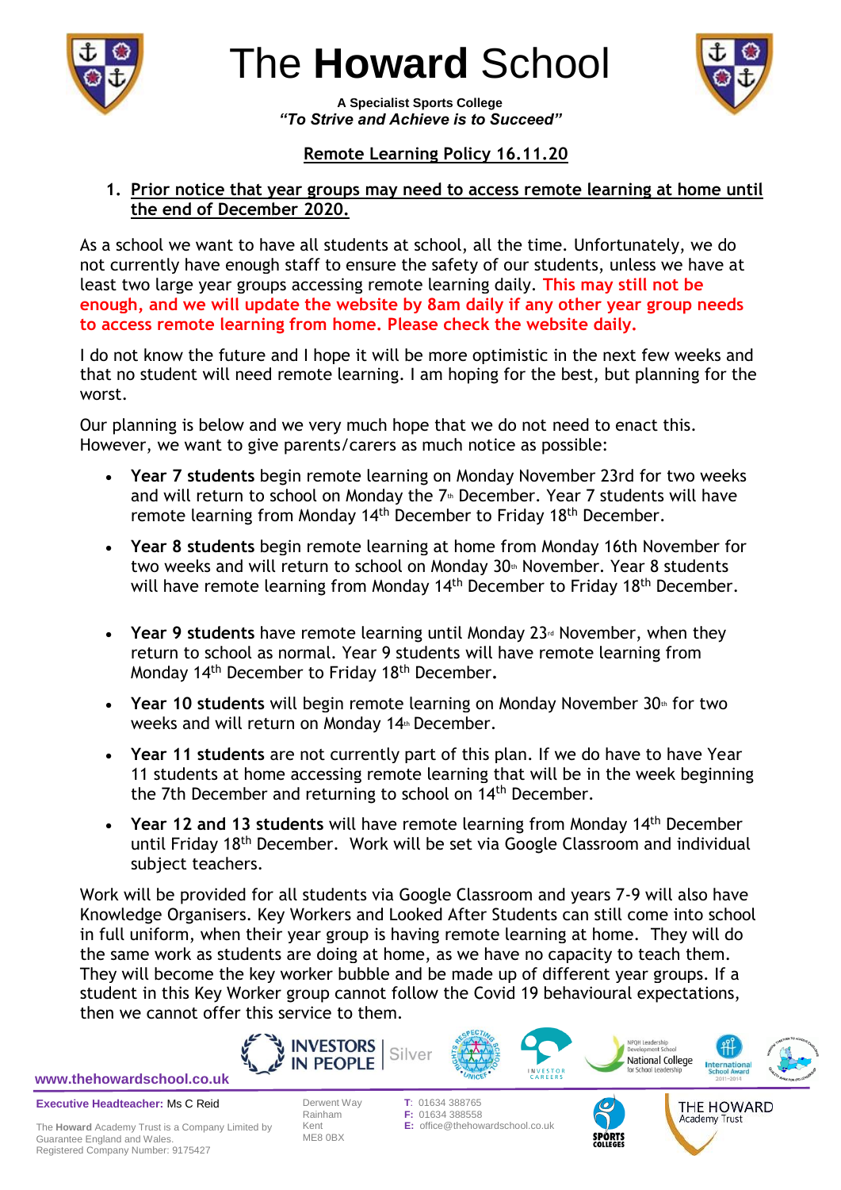# The **Howard** School

**A Specialist Sports College**

***"To Strive and Achieve is to Succeed"***

## Remote Learning Policy 16.11.20

### 1. Prior notice that year groups may need to access remote learning at home until the end of December 2020.

As a school we want to have all students at school, all the time. Unfortunately, we do not currently have enough staff to ensure the safety of our students, unless we have at least two large year groups accessing remote learning daily. **This may still not be enough, and we will update the website by 8am daily if any other year group needs to access remote learning from home. Please check the website daily.**

I do not know the future and I hope it will be more optimistic in the next few weeks and that no student will need remote learning. I am hoping for the best, but planning for the worst.

Our planning is below and we very much hope that we do not need to enact this. However, we want to give parents/carers as much notice as possible:

- **Year 7 students** begin remote learning on Monday November 23rd for two weeks and will return to school on Monday the 7th December. Year 7 students will have remote learning from Monday 14th December to Friday 18th December.
- **Year 8 students** begin remote learning at home from Monday 16th November for two weeks and will return to school on Monday 30th November. Year 8 students will have remote learning from Monday 14th December to Friday 18th December.
- **Year 9 students** have remote learning until Monday 23rd November, when they return to school as normal. Year 9 students will have remote learning from Monday 14th December to Friday 18th December**.**
- **Year 10 students** will begin remote learning on Monday November 30th for two weeks and will return on Monday 14th December.
- **Year 11 students** are not currently part of this plan. If we do have to have Year 11 students at home accessing remote learning that will be in the week beginning the 7th December and returning to school on 14th December.
- **Year 12 and 13 students** will have remote learning from Monday 14th December until Friday 18th December. Work will be set via Google Classroom and individual subject teachers.

Work will be provided for all students via Google Classroom and years 7-9 will also have Knowledge Organisers. Key Workers and Looked After Students can still come into school in full uniform, when their year group is having remote learning at home. They will do the same work as students are doing at home, as we have no capacity to teach them. They will become the key worker bubble and be made up of different year groups. If a student in this Key Worker group cannot follow the Covid 19 behavioural expectations, then we cannot offer this service to them.

www.thehowardschool.co.uk

**Executive Headteacher:** Ms C Reid

The **Howard** Academy Trust is a Company Limited by Guarantee England and Wales.
Registered Company Number: 9175427

Derwent Way
Rainham
Kent
ME8 0BX

**T:** 01634 388765
**F:** 01634 388558
**E:** office@thehowardschool.co.uk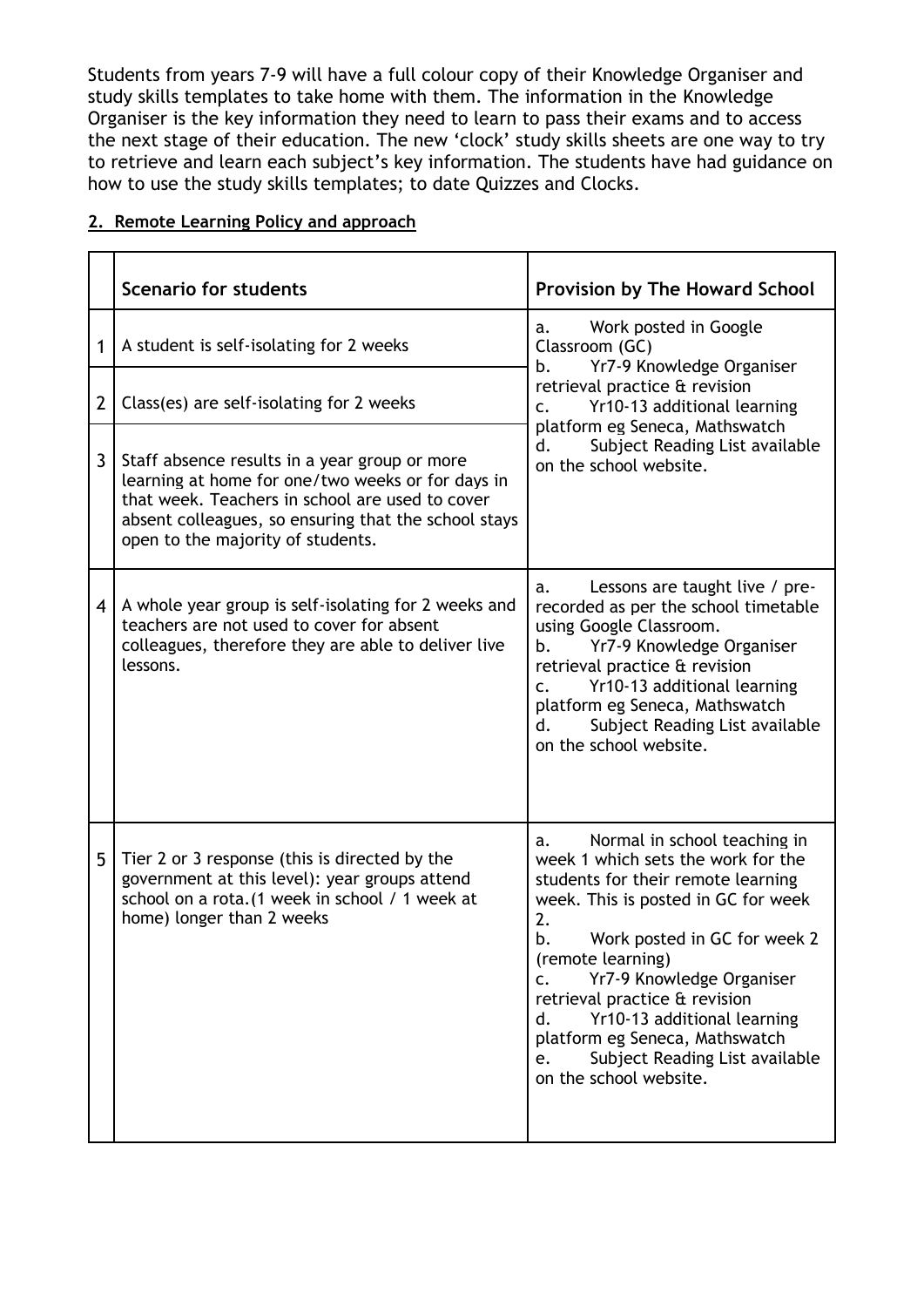Students from years 7-9 will have a full colour copy of their Knowledge Organiser and study skills templates to take home with them. The information in the Knowledge Organiser is the key information they need to learn to pass their exams and to access the next stage of their education. The new 'clock' study skills sheets are one way to try to retrieve and learn each subject's key information. The students have had guidance on how to use the study skills templates; to date Quizzes and Clocks.

## 2. Remote Learning Policy and approach

| | **Scenario for students** | **Provision by The Howard School** |
|---|---|---|
| 1 | A student is self-isolating for 2 weeks | a. Work posted in Google Classroom (GC)<br>b. Yr7-9 Knowledge Organiser retrieval practice & revision<br>c. Yr10-13 additional learning platform eg Seneca, Mathswatch<br>d. Subject Reading List available on the school website. |
| 2 | Class(es) are self-isolating for 2 weeks | |
| 3 | Staff absence results in a year group or more learning at home for one/two weeks or for days in that week. Teachers in school are used to cover absent colleagues, so ensuring that the school stays open to the majority of students. | |
| 4 | A whole year group is self-isolating for 2 weeks and teachers are not used to cover for absent colleagues, therefore they are able to deliver live lessons. | a. Lessons are taught live / pre-recorded as per the school timetable using Google Classroom.<br>b. Yr7-9 Knowledge Organiser retrieval practice & revision<br>c. Yr10-13 additional learning platform eg Seneca, Mathswatch<br>d. Subject Reading List available on the school website. |
| 5 | Tier 2 or 3 response (this is directed by the government at this level): year groups attend school on a rota.(1 week in school / 1 week at home) longer than 2 weeks | a. Normal in school teaching in week 1 which sets the work for the students for their remote learning week. This is posted in GC for week 2.<br>b. Work posted in GC for week 2 (remote learning)<br>c. Yr7-9 Knowledge Organiser retrieval practice & revision<br>d. Yr10-13 additional learning platform eg Seneca, Mathswatch<br>e. Subject Reading List available on the school website. |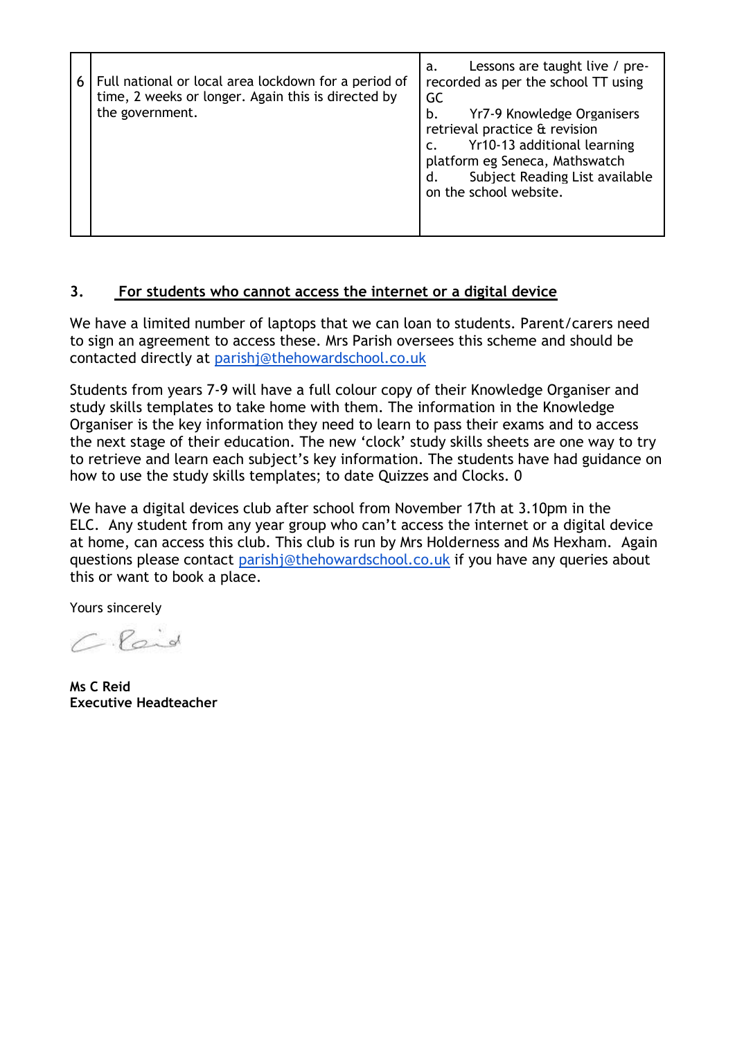| | | |
|---|---|---|
| 6 | Full national or local area lockdown for a period of time, 2 weeks or longer. Again this is directed by the government. | a. Lessons are taught live / pre-recorded as per the school TT using GC<br>b. Yr7-9 Knowledge Organisers retrieval practice & revision<br>c. Yr10-13 additional learning platform eg Seneca, Mathswatch<br>d. Subject Reading List available on the school website. |

### 3. For students who cannot access the internet or a digital device

We have a limited number of laptops that we can loan to students. Parent/carers need to sign an agreement to access these. Mrs Parish oversees this scheme and should be contacted directly at parishj@thehowardschool.co.uk

Students from years 7-9 will have a full colour copy of their Knowledge Organiser and study skills templates to take home with them. The information in the Knowledge Organiser is the key information they need to learn to pass their exams and to access the next stage of their education. The new 'clock' study skills sheets are one way to try to retrieve and learn each subject's key information. The students have had guidance on how to use the study skills templates; to date Quizzes and Clocks. 0

We have a digital devices club after school from November 17th at 3.10pm in the ELC. Any student from any year group who can't access the internet or a digital device at home, can access this club. This club is run by Mrs Holderness and Ms Hexham. Again questions please contact parishj@thehowardschool.co.uk if you have any queries about this or want to book a place.

Yours sincerely

C. Reid

**Ms C Reid**
**Executive Headteacher**